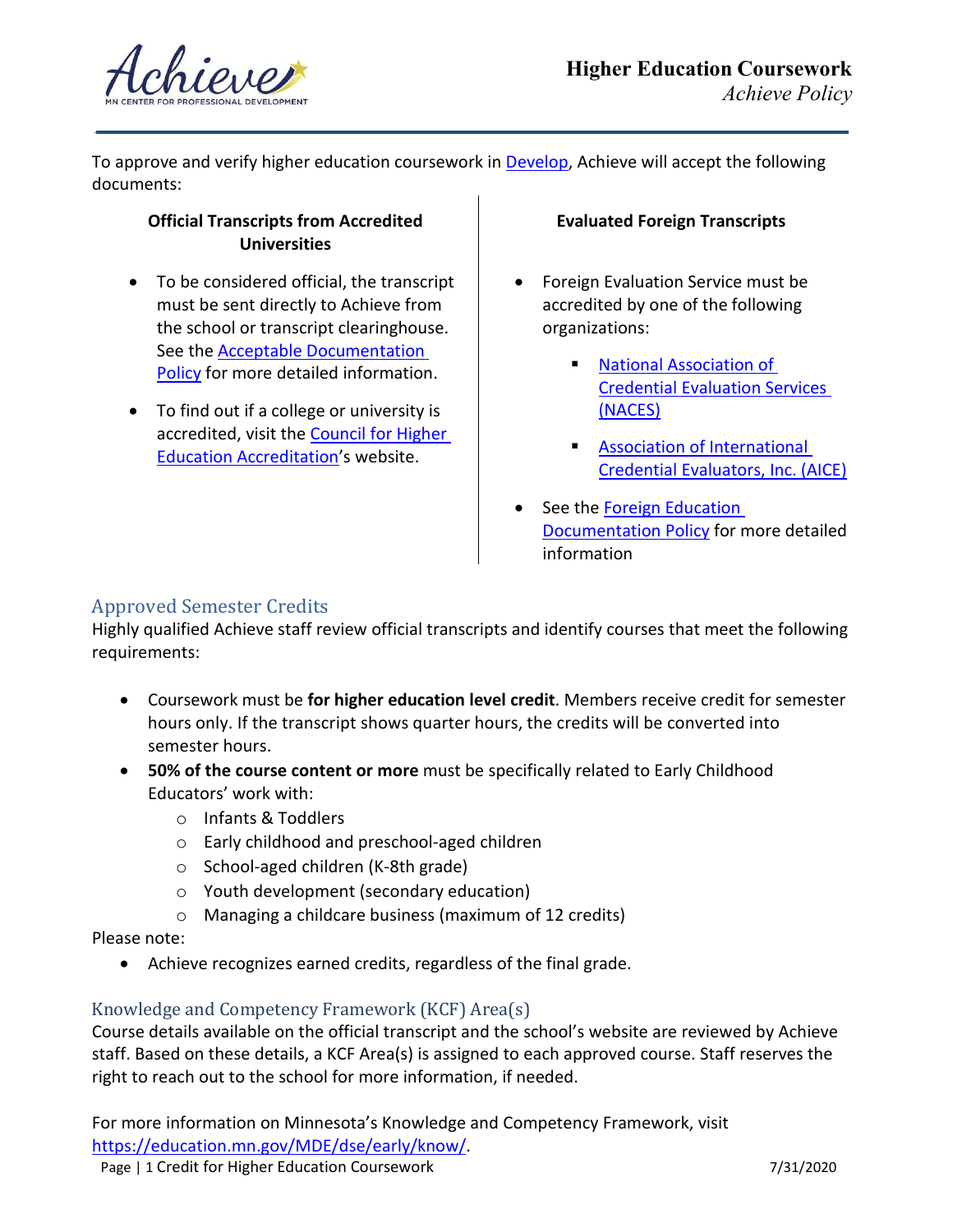# Higher Education Coursework

*Achieve Policy*

To approve and verify higher education coursework in Develop, Achieve will accept the following documents:

**Official Transcripts from Accredited Universities**

- To be considered official, the transcript must be sent directly to Achieve from the school or transcript clearinghouse. See the Acceptable Documentation Policy for more detailed information.
- To find out if a college or university is accredited, visit the Council for Higher Education Accreditation's website.

**Evaluated Foreign Transcripts**

- Foreign Evaluation Service must be accredited by one of the following organizations:
  - National Association of Credential Evaluation Services (NACES)
  - Association of International Credential Evaluators, Inc. (AICE)
- See the Foreign Education Documentation Policy for more detailed information

## Approved Semester Credits

Highly qualified Achieve staff review official transcripts and identify courses that meet the following requirements:

- Coursework must be **for higher education level credit**. Members receive credit for semester hours only. If the transcript shows quarter hours, the credits will be converted into semester hours.
- **50% of the course content or more** must be specifically related to Early Childhood Educators' work with:
  - Infants & Toddlers
  - Early childhood and preschool-aged children
  - School-aged children (K-8th grade)
  - Youth development (secondary education)
  - Managing a childcare business (maximum of 12 credits)

Please note:

- Achieve recognizes earned credits, regardless of the final grade.

## Knowledge and Competency Framework (KCF) Area(s)

Course details available on the official transcript and the school's website are reviewed by Achieve staff. Based on these details, a KCF Area(s) is assigned to each approved course. Staff reserves the right to reach out to the school for more information, if needed.

For more information on Minnesota's Knowledge and Competency Framework, visit https://education.mn.gov/MDE/dse/early/know/.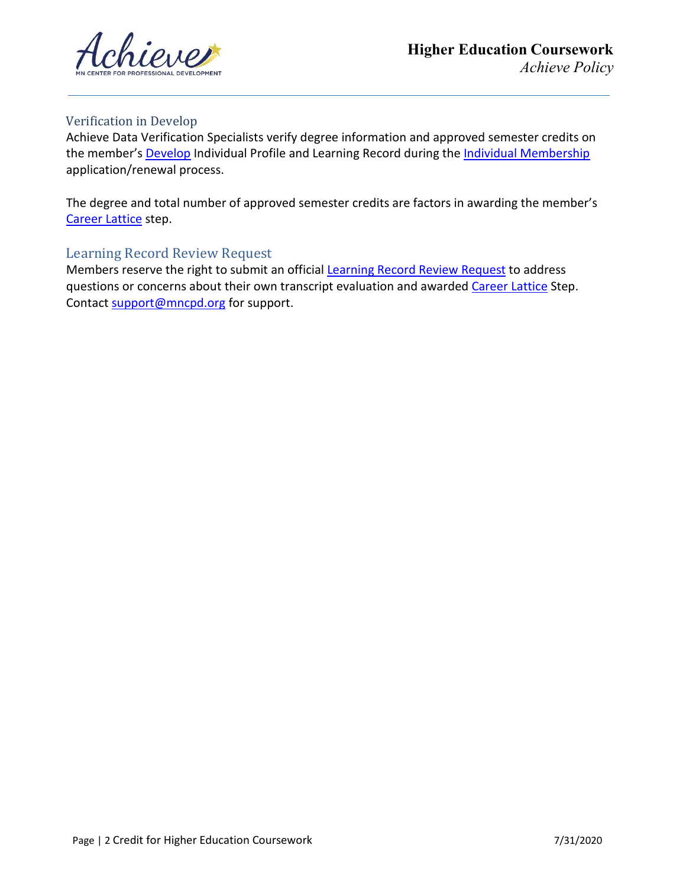## Verification in Develop

Achieve Data Verification Specialists verify degree information and approved semester credits on the member's Develop Individual Profile and Learning Record during the Individual Membership application/renewal process.

The degree and total number of approved semester credits are factors in awarding the member's Career Lattice step.

## Learning Record Review Request

Members reserve the right to submit an official Learning Record Review Request to address questions or concerns about their own transcript evaluation and awarded Career Lattice Step. Contact support@mncpd.org for support.